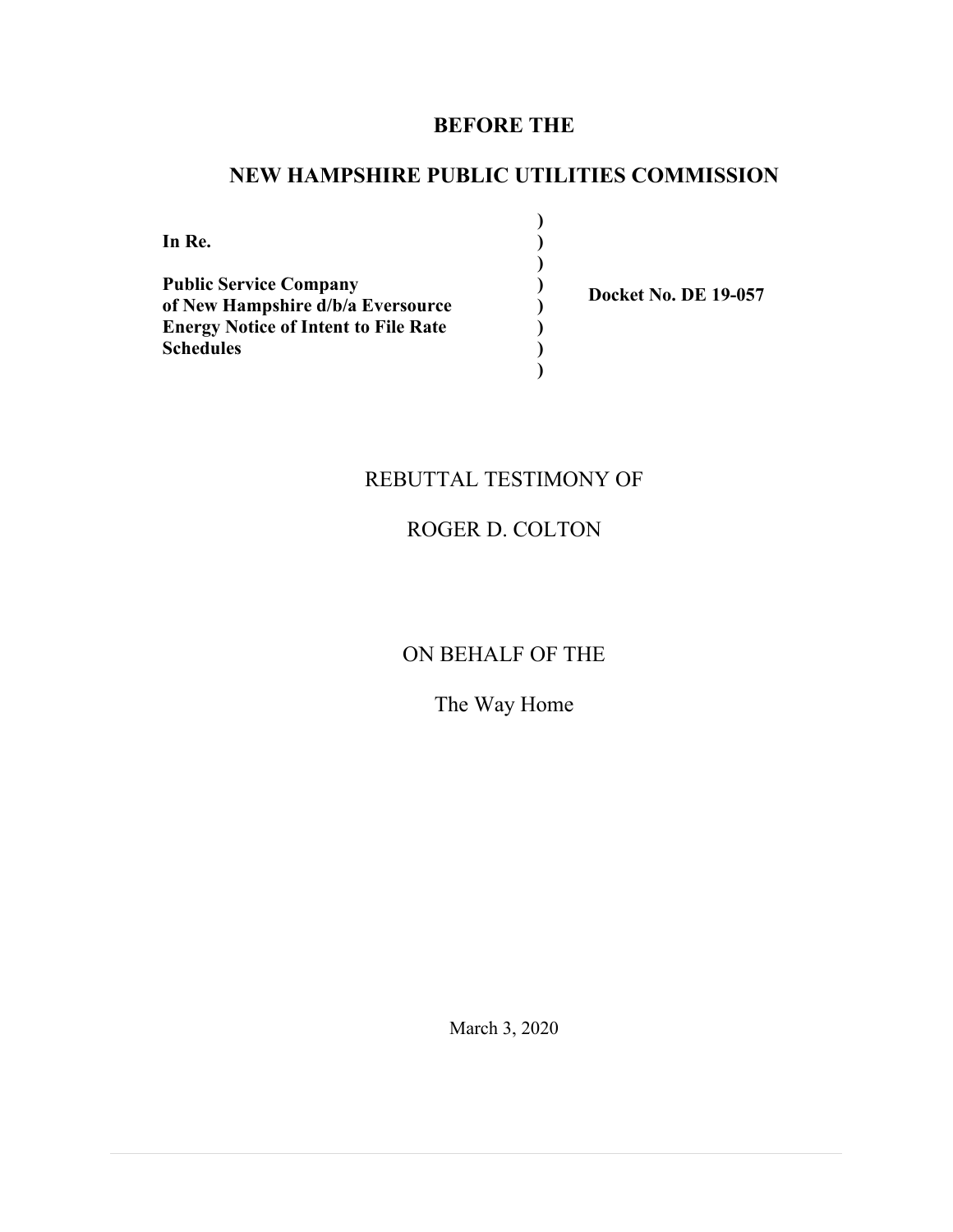# BEFORE THE

# NEW HAMPSHIRE PUBLIC UTILITIES COMMISSION

| | | |
|---|---|---|
| **In Re.** | ) | |
| | ) | |
| **Public Service Company of New Hampshire d/b/a Eversource Energy Notice of Intent to File Rate Schedules** | ) | **Docket No. DE 19-057** |
| | ) | |

REBUTTAL TESTIMONY OF

ROGER D. COLTON

ON BEHALF OF THE

The Way Home

March 3, 2020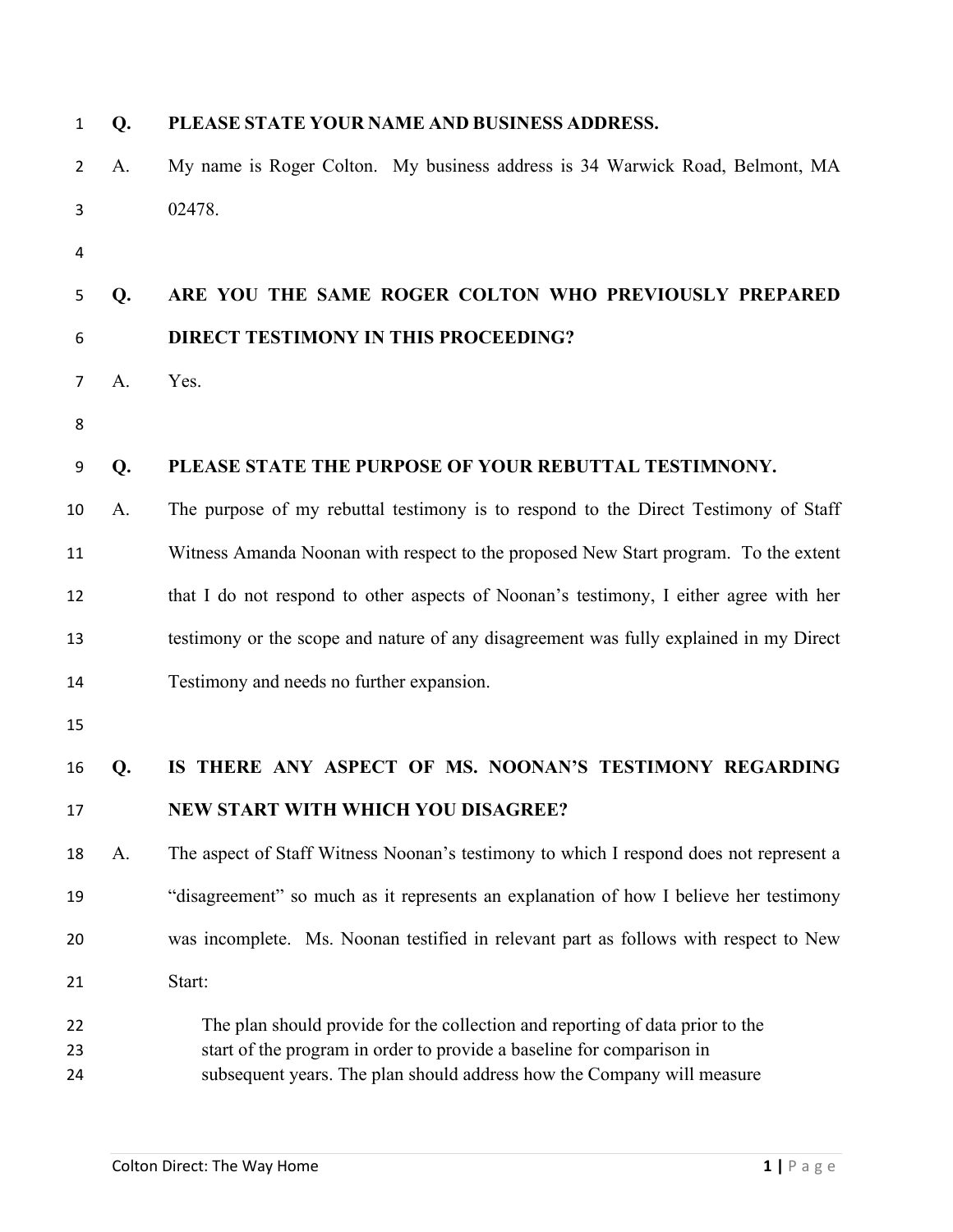**Q. PLEASE STATE YOUR NAME AND BUSINESS ADDRESS.**

A. My name is Roger Colton. My business address is 34 Warwick Road, Belmont, MA 02478.

**Q. ARE YOU THE SAME ROGER COLTON WHO PREVIOUSLY PREPARED DIRECT TESTIMONY IN THIS PROCEEDING?**

A. Yes.

**Q. PLEASE STATE THE PURPOSE OF YOUR REBUTTAL TESTIMNONY.**

A. The purpose of my rebuttal testimony is to respond to the Direct Testimony of Staff Witness Amanda Noonan with respect to the proposed New Start program. To the extent that I do not respond to other aspects of Noonan's testimony, I either agree with her testimony or the scope and nature of any disagreement was fully explained in my Direct Testimony and needs no further expansion.

**Q. IS THERE ANY ASPECT OF MS. NOONAN'S TESTIMONY REGARDING NEW START WITH WHICH YOU DISAGREE?**

A. The aspect of Staff Witness Noonan's testimony to which I respond does not represent a "disagreement" so much as it represents an explanation of how I believe her testimony was incomplete. Ms. Noonan testified in relevant part as follows with respect to New Start:

> The plan should provide for the collection and reporting of data prior to the start of the program in order to provide a baseline for comparison in subsequent years. The plan should address how the Company will measure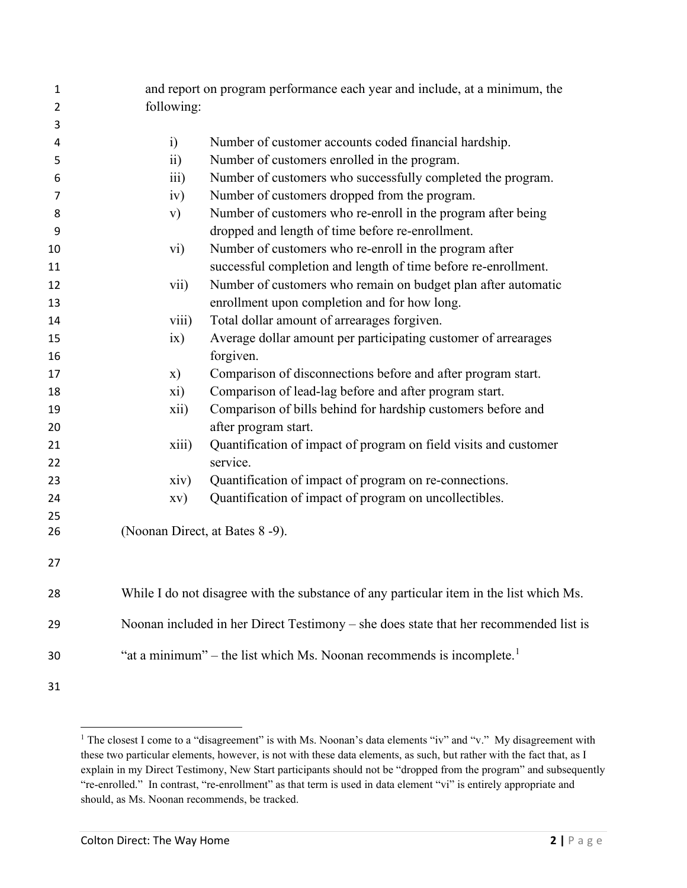and report on program performance each year and include, at a minimum, the following:

> i) Number of customer accounts coded financial hardship.
> ii) Number of customers enrolled in the program.
> iii) Number of customers who successfully completed the program.
> iv) Number of customers dropped from the program.
> v) Number of customers who re-enroll in the program after being dropped and length of time before re-enrollment.
> vi) Number of customers who re-enroll in the program after successful completion and length of time before re-enrollment.
> vii) Number of customers who remain on budget plan after automatic enrollment upon completion and for how long.
> viii) Total dollar amount of arrearages forgiven.
> ix) Average dollar amount per participating customer of arrearages forgiven.
> x) Comparison of disconnections before and after program start.
> xi) Comparison of lead-lag before and after program start.
> xii) Comparison of bills behind for hardship customers before and after program start.
> xiii) Quantification of impact of program on field visits and customer service.
> xiv) Quantification of impact of program on re-connections.
> xv) Quantification of impact of program on uncollectibles.

(Noonan Direct, at Bates 8 -9).

While I do not disagree with the substance of any particular item in the list which Ms. Noonan included in her Direct Testimony – she does state that her recommended list is "at a minimum" – the list which Ms. Noonan recommends is incomplete.[1]

[1] The closest I come to a "disagreement" is with Ms. Noonan's data elements "iv" and "v." My disagreement with these two particular elements, however, is not with these data elements, as such, but rather with the fact that, as I explain in my Direct Testimony, New Start participants should not be "dropped from the program" and subsequently "re-enrolled." In contrast, "re-enrollment" as that term is used in data element "vi" is entirely appropriate and should, as Ms. Noonan recommends, be tracked.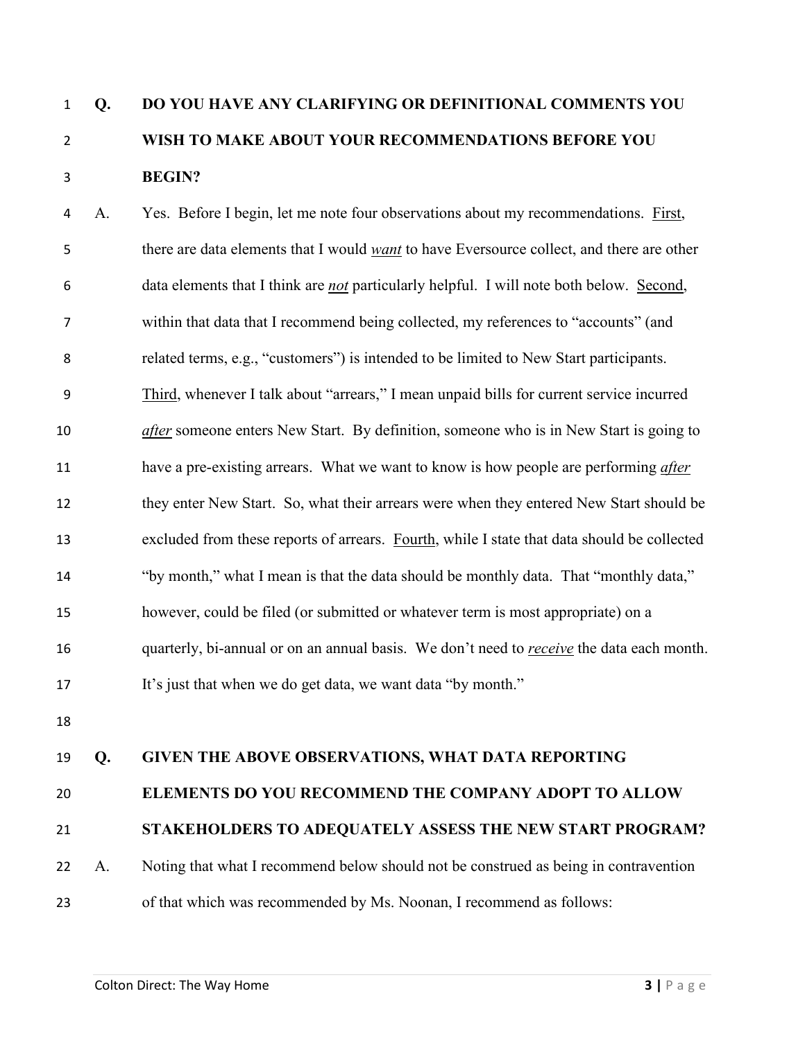**Q. DO YOU HAVE ANY CLARIFYING OR DEFINITIONAL COMMENTS YOU WISH TO MAKE ABOUT YOUR RECOMMENDATIONS BEFORE YOU BEGIN?**

A. Yes. Before I begin, let me note four observations about my recommendations. First, there are data elements that I would ***want*** to have Eversource collect, and there are other data elements that I think are ***not*** particularly helpful. I will note both below. Second, within that data that I recommend being collected, my references to "accounts" (and related terms, e.g., "customers") is intended to be limited to New Start participants. Third, whenever I talk about "arrears," I mean unpaid bills for current service incurred ***after*** someone enters New Start. By definition, someone who is in New Start is going to have a pre-existing arrears. What we want to know is how people are performing ***after*** they enter New Start. So, what their arrears were when they entered New Start should be excluded from these reports of arrears. Fourth, while I state that data should be collected "by month," what I mean is that the data should be monthly data. That "monthly data," however, could be filed (or submitted or whatever term is most appropriate) on a quarterly, bi-annual or on an annual basis. We don't need to ***receive*** the data each month. It's just that when we do get data, we want data "by month."

**Q. GIVEN THE ABOVE OBSERVATIONS, WHAT DATA REPORTING ELEMENTS DO YOU RECOMMEND THE COMPANY ADOPT TO ALLOW STAKEHOLDERS TO ADEQUATELY ASSESS THE NEW START PROGRAM?**

A. Noting that what I recommend below should not be construed as being in contravention of that which was recommended by Ms. Noonan, I recommend as follows: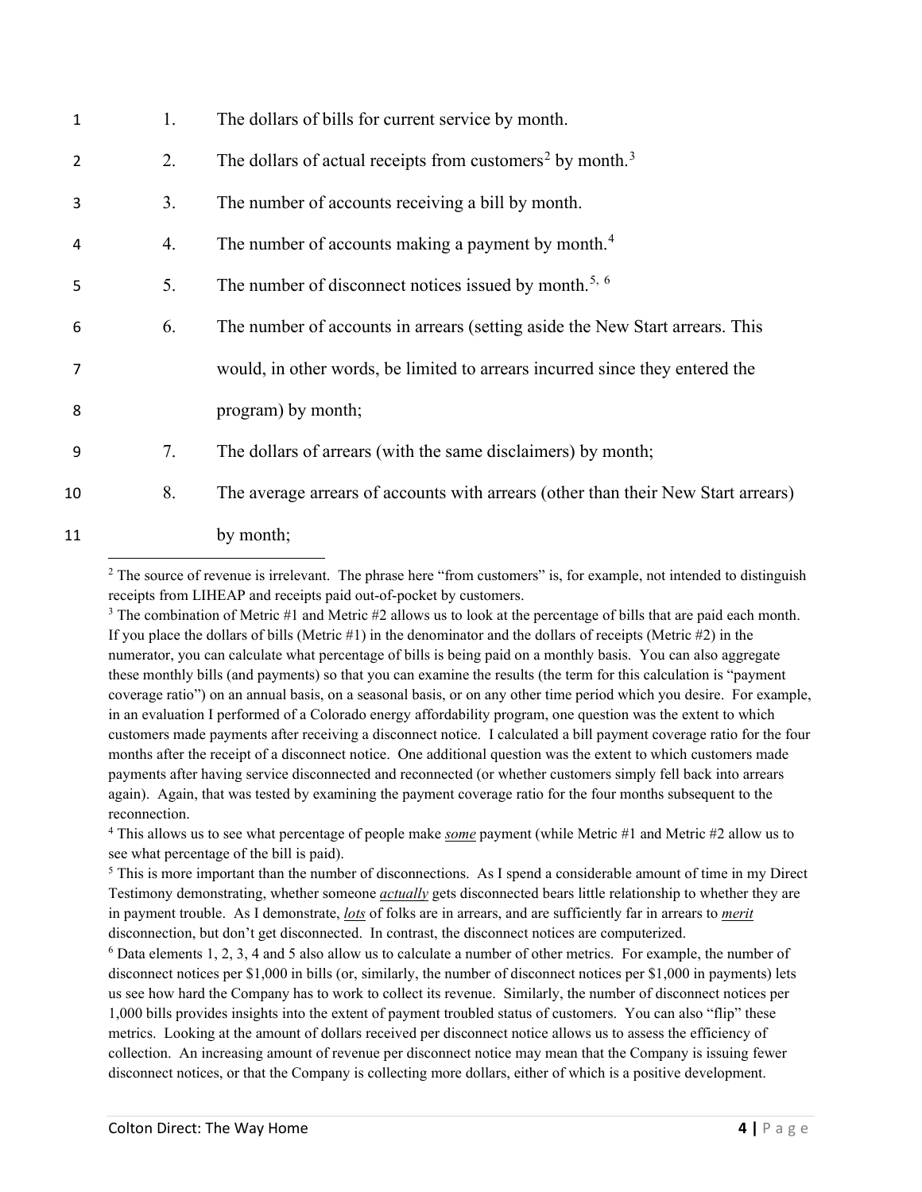1. The dollars of bills for current service by month.
2. The dollars of actual receipts from customers[2] by month.[3]
3. The number of accounts receiving a bill by month.
4. The number of accounts making a payment by month.[4]
5. The number of disconnect notices issued by month.[5, 6]
6. The number of accounts in arrears (setting aside the New Start arrears. This would, in other words, be limited to arrears incurred since they entered the program) by month;
7. The dollars of arrears (with the same disclaimers) by month;
8. The average arrears of accounts with arrears (other than their New Start arrears) by month;

---

[2] The source of revenue is irrelevant. The phrase here "from customers" is, for example, not intended to distinguish receipts from LIHEAP and receipts paid out-of-pocket by customers.

[3] The combination of Metric #1 and Metric #2 allows us to look at the percentage of bills that are paid each month. If you place the dollars of bills (Metric #1) in the denominator and the dollars of receipts (Metric #2) in the numerator, you can calculate what percentage of bills is being paid on a monthly basis. You can also aggregate these monthly bills (and payments) so that you can examine the results (the term for this calculation is "payment coverage ratio") on an annual basis, on a seasonal basis, or on any other time period which you desire. For example, in an evaluation I performed of a Colorado energy affordability program, one question was the extent to which customers made payments after receiving a disconnect notice. I calculated a bill payment coverage ratio for the four months after the receipt of a disconnect notice. One additional question was the extent to which customers made payments after having service disconnected and reconnected (or whether customers simply fell back into arrears again). Again, that was tested by examining the payment coverage ratio for the four months subsequent to the reconnection.

[4] This allows us to see what percentage of people make ***some*** payment (while Metric #1 and Metric #2 allow us to see what percentage of the bill is paid).

[5] This is more important than the number of disconnections. As I spend a considerable amount of time in my Direct Testimony demonstrating, whether someone ***actually*** gets disconnected bears little relationship to whether they are in payment trouble. As I demonstrate, ***lots*** of folks are in arrears, and are sufficiently far in arrears to ***merit*** disconnection, but don't get disconnected. In contrast, the disconnect notices are computerized.

[6] Data elements 1, 2, 3, 4 and 5 also allow us to calculate a number of other metrics. For example, the number of disconnect notices per $1,000 in bills (or, similarly, the number of disconnect notices per $1,000 in payments) lets us see how hard the Company has to work to collect its revenue. Similarly, the number of disconnect notices per 1,000 bills provides insights into the extent of payment troubled status of customers. You can also "flip" these metrics. Looking at the amount of dollars received per disconnect notice allows us to assess the efficiency of collection. An increasing amount of revenue per disconnect notice may mean that the Company is issuing fewer disconnect notices, or that the Company is collecting more dollars, either of which is a positive development.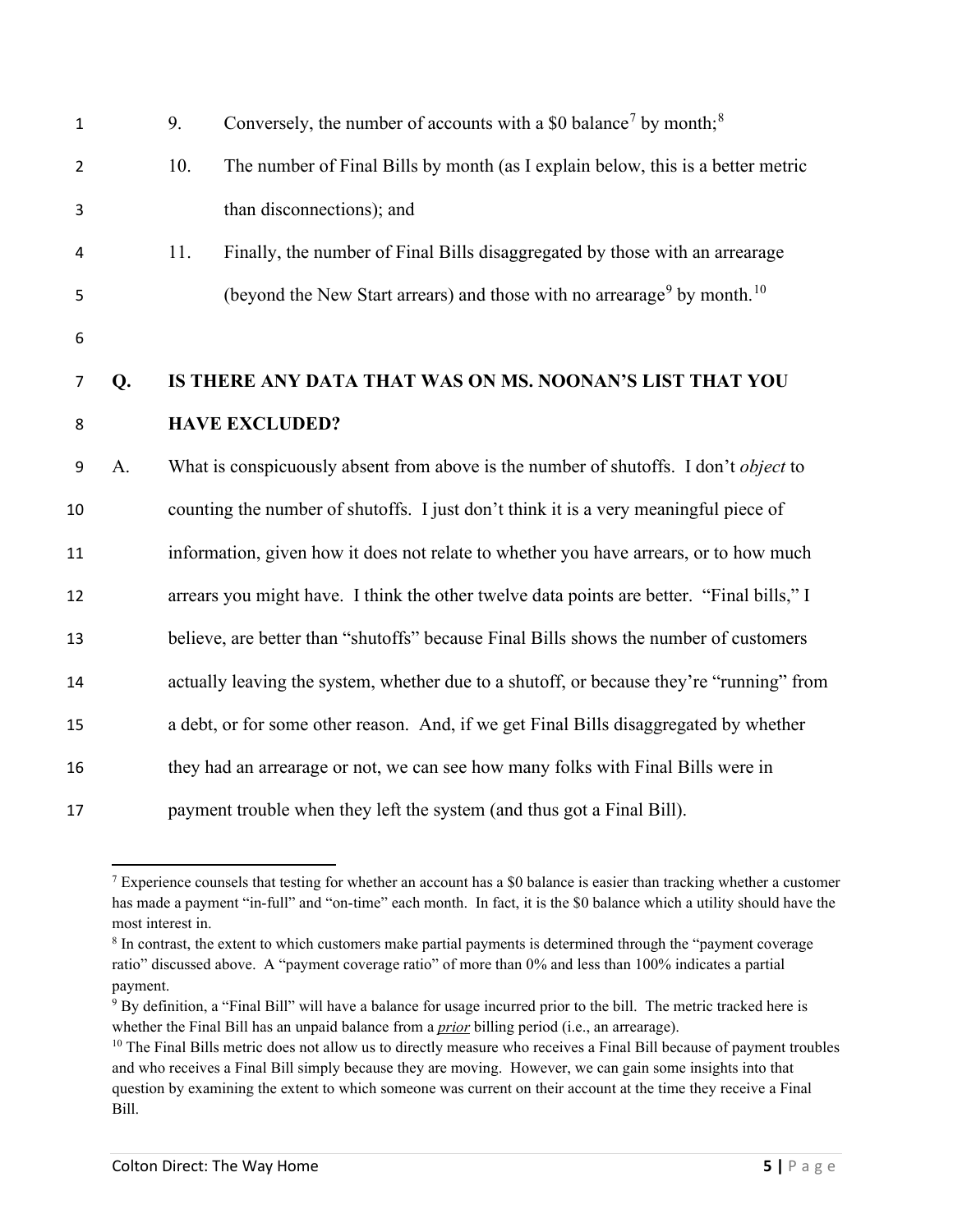9. Conversely, the number of accounts with a $0 balance[7] by month;[8]

10. The number of Final Bills by month (as I explain below, this is a better metric than disconnections); and

11. Finally, the number of Final Bills disaggregated by those with an arrearage (beyond the New Start arrears) and those with no arrearage[9] by month.[10]

**Q. IS THERE ANY DATA THAT WAS ON MS. NOONAN'S LIST THAT YOU HAVE EXCLUDED?**

A. What is conspicuously absent from above is the number of shutoffs. I don't *object* to counting the number of shutoffs. I just don't think it is a very meaningful piece of information, given how it does not relate to whether you have arrears, or to how much arrears you might have. I think the other twelve data points are better. "Final bills," I believe, are better than "shutoffs" because Final Bills shows the number of customers actually leaving the system, whether due to a shutoff, or because they're "running" from a debt, or for some other reason. And, if we get Final Bills disaggregated by whether they had an arrearage or not, we can see how many folks with Final Bills were in payment trouble when they left the system (and thus got a Final Bill).

---

[7] Experience counsels that testing for whether an account has a $0 balance is easier than tracking whether a customer has made a payment "in-full" and "on-time" each month. In fact, it is the $0 balance which a utility should have the most interest in.

[8] In contrast, the extent to which customers make partial payments is determined through the "payment coverage ratio" discussed above. A "payment coverage ratio" of more than 0% and less than 100% indicates a partial payment.

[9] By definition, a "Final Bill" will have a balance for usage incurred prior to the bill. The metric tracked here is whether the Final Bill has an unpaid balance from a ***prior*** billing period (i.e., an arrearage).

[10] The Final Bills metric does not allow us to directly measure who receives a Final Bill because of payment troubles and who receives a Final Bill simply because they are moving. However, we can gain some insights into that question by examining the extent to which someone was current on their account at the time they receive a Final Bill.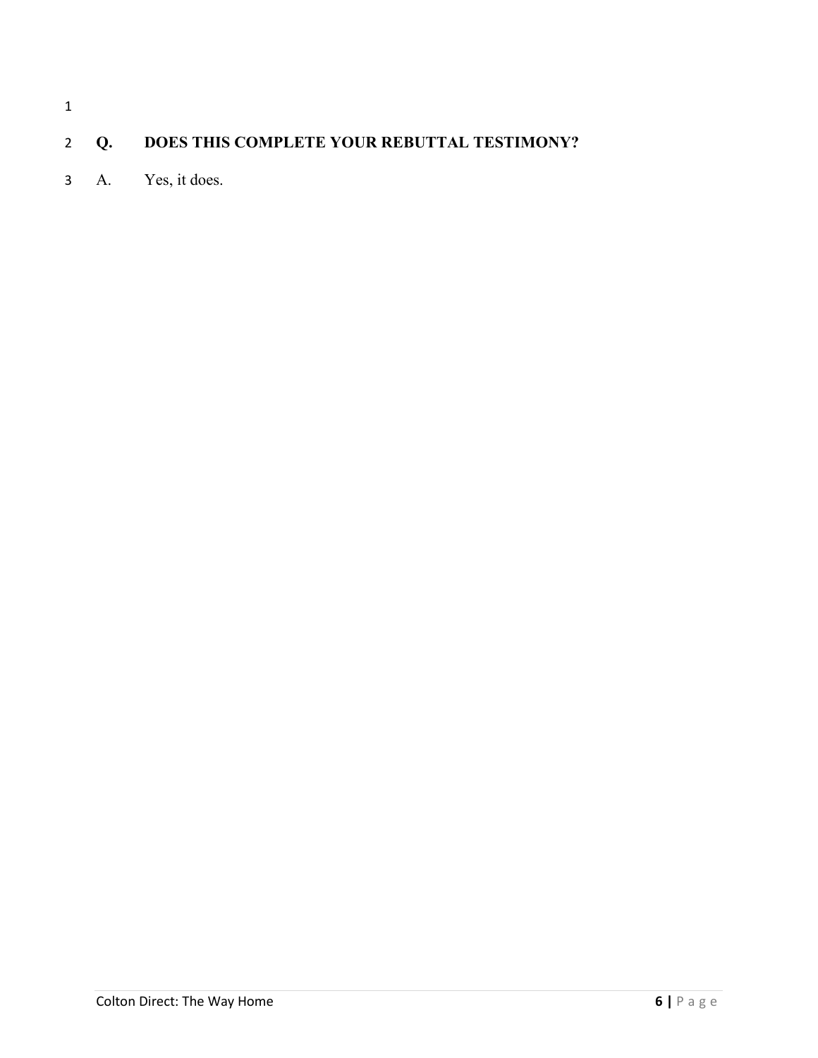**Q. DOES THIS COMPLETE YOUR REBUTTAL TESTIMONY?**

A. Yes, it does.